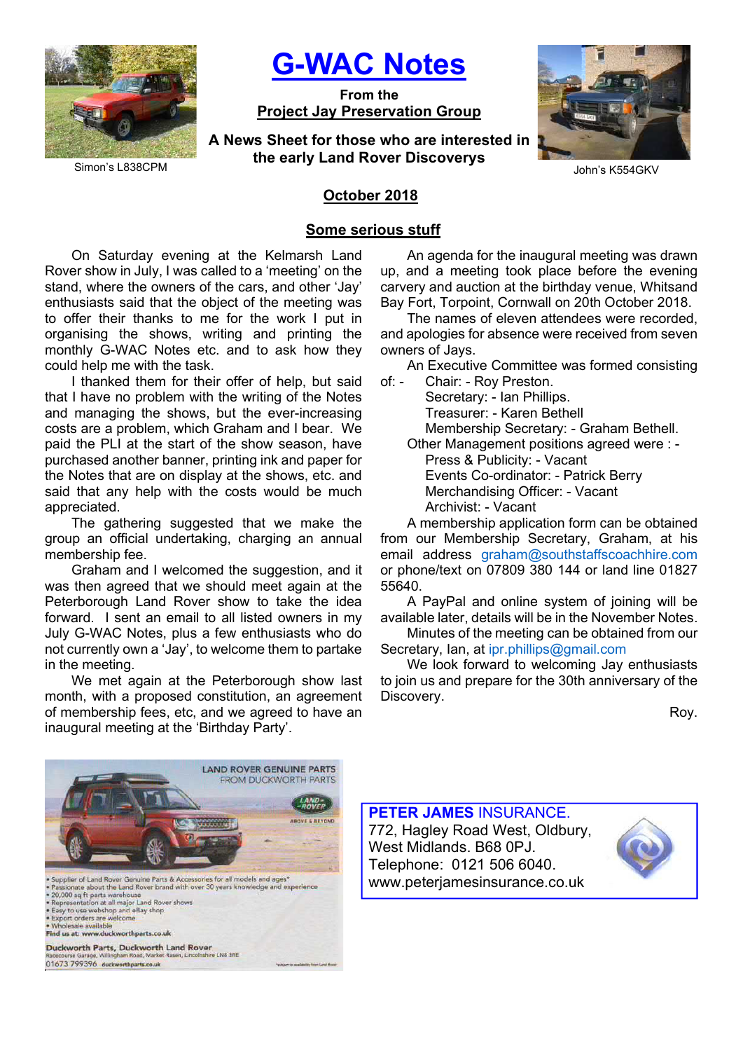Simon's L838CPM

# G-WAC Notes

**From the**
**Project Jay Preservation Group**

**A News Sheet for those who are interested in the early Land Rover Discoverys**

John's K554GKV

## October 2018

## Some serious stuff

On Saturday evening at the Kelmarsh Land Rover show in July, I was called to a 'meeting' on the stand, where the owners of the cars, and other 'Jay' enthusiasts said that the object of the meeting was to offer their thanks to me for the work I put in organising the shows, writing and printing the monthly G-WAC Notes etc. and to ask how they could help me with the task.

I thanked them for their offer of help, but said that I have no problem with the writing of the Notes and managing the shows, but the ever-increasing costs are a problem, which Graham and I bear. We paid the PLI at the start of the show season, have purchased another banner, printing ink and paper for the Notes that are on display at the shows, etc. and said that any help with the costs would be much appreciated.

The gathering suggested that we make the group an official undertaking, charging an annual membership fee.

Graham and I welcomed the suggestion, and it was then agreed that we should meet again at the Peterborough Land Rover show to take the idea forward. I sent an email to all listed owners in my July G-WAC Notes, plus a few enthusiasts who do not currently own a 'Jay', to welcome them to partake in the meeting.

We met again at the Peterborough show last month, with a proposed constitution, an agreement of membership fees, etc, and we agreed to have an inaugural meeting at the 'Birthday Party'.

An agenda for the inaugural meeting was drawn up, and a meeting took place before the evening carvery and auction at the birthday venue, Whitsand Bay Fort, Torpoint, Cornwall on 20th October 2018.

The names of eleven attendees were recorded, and apologies for absence were received from seven owners of Jays.

An Executive Committee was formed consisting of: -
- Chair: - Roy Preston.
- Secretary: - Ian Phillips.
- Treasurer: - Karen Bethell
- Membership Secretary: - Graham Bethell.

Other Management positions agreed were : -
- Press & Publicity: - Vacant
- Events Co-ordinator: - Patrick Berry
- Merchandising Officer: - Vacant
- Archivist: - Vacant

A membership application form can be obtained from our Membership Secretary, Graham, at his email address graham@southstaffscoachhire.com or phone/text on 07809 380 144 or land line 01827 55640.

A PayPal and online system of joining will be available later, details will be in the November Notes.

Minutes of the meeting can be obtained from our Secretary, Ian, at ipr.phillips@gmail.com

We look forward to welcoming Jay enthusiasts to join us and prepare for the 30th anniversary of the Discovery.

Roy.

LAND ROVER GENUINE PARTS FROM DUCKWORTH PARTS

- Supplier of Land Rover Genuine Parts & Accessories for all models and ages*
- Passionate about the Land Rover brand with over 30 years knowledge and experience
- 20,000 sq ft parts warehouse
- Representation at all major Land Rover shows
- Easy to use webshop and eBay shop
- Export orders are welcome
- Wholesale available

Find us at: www.duckworthparts.co.uk

**Duckworth Parts, Duckworth Land Rover**
Racecourse Garage, Willingham Road, Market Rasen, Lincolnshire LN8 3RE
01673 799396 duckworthparts.co.uk

*subject to availability from Land Rover

**PETER JAMES** INSURANCE.
772, Hagley Road West, Oldbury,
West Midlands. B68 0PJ.
Telephone: 0121 506 6040.
www.peterjamesinsurance.co.uk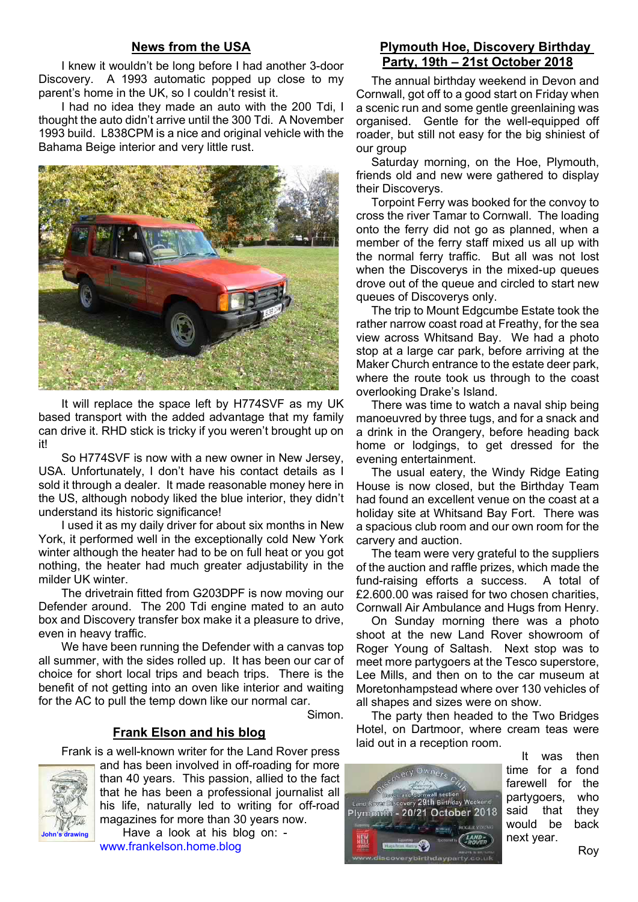## News from the USA

I knew it wouldn't be long before I had another 3-door Discovery. A 1993 automatic popped up close to my parent's home in the UK, so I couldn't resist it.

I had no idea they made an auto with the 200 Tdi, I thought the auto didn't arrive until the 300 Tdi. A November 1993 build. L838CPM is a nice and original vehicle with the Bahama Beige interior and very little rust.

It will replace the space left by H774SVF as my UK based transport with the added advantage that my family can drive it. RHD stick is tricky if you weren't brought up on it!

So H774SVF is now with a new owner in New Jersey, USA. Unfortunately, I don't have his contact details as I sold it through a dealer. It made reasonable money here in the US, although nobody liked the blue interior, they didn't understand its historic significance!

I used it as my daily driver for about six months in New York, it performed well in the exceptionally cold New York winter although the heater had to be on full heat or you got nothing, the heater had much greater adjustability in the milder UK winter.

The drivetrain fitted from G203DPF is now moving our Defender around. The 200 Tdi engine mated to an auto box and Discovery transfer box make it a pleasure to drive, even in heavy traffic.

We have been running the Defender with a canvas top all summer, with the sides rolled up. It has been our car of choice for short local trips and beach trips. There is the benefit of not getting into an oven like interior and waiting for the AC to pull the temp down like our normal car.

Simon.

## Frank Elson and his blog

Frank is a well-known writer for the Land Rover press and has been involved in off-roading for more than 40 years. This passion, allied to the fact that he has been a professional journalist all his life, naturally led to writing for off-road magazines for more than 30 years now.

John's drawing

Have a look at his blog on: - www.frankelson.home.blog

## Plymouth Hoe, Discovery Birthday Party, 19th – 21st October 2018

The annual birthday weekend in Devon and Cornwall, got off to a good start on Friday when a scenic run and some gentle greenlaining was organised. Gentle for the well-equipped off roader, but still not easy for the big shiniest of our group

Saturday morning, on the Hoe, Plymouth, friends old and new were gathered to display their Discoverys.

Torpoint Ferry was booked for the convoy to cross the river Tamar to Cornwall. The loading onto the ferry did not go as planned, when a member of the ferry staff mixed us all up with the normal ferry traffic. But all was not lost when the Discoverys in the mixed-up queues drove out of the queue and circled to start new queues of Discoverys only.

The trip to Mount Edgcumbe Estate took the rather narrow coast road at Freathy, for the sea view across Whitsand Bay. We had a photo stop at a large car park, before arriving at the Maker Church entrance to the estate deer park, where the route took us through to the coast overlooking Drake's Island.

There was time to watch a naval ship being manoeuvred by three tugs, and for a snack and a drink in the Orangery, before heading back home or lodgings, to get dressed for the evening entertainment.

The usual eatery, the Windy Ridge Eating House is now closed, but the Birthday Team had found an excellent venue on the coast at a holiday site at Whitsand Bay Fort. There was a spacious club room and our own room for the carvery and auction.

The team were very grateful to the suppliers of the auction and raffle prizes, which made the fund-raising efforts a success. A total of £2.600.00 was raised for two chosen charities, Cornwall Air Ambulance and Hugs from Henry.

On Sunday morning there was a photo shoot at the new Land Rover showroom of Roger Young of Saltash. Next stop was to meet more partygoers at the Tesco superstore, Lee Mills, and then on to the car museum at Moretonhampstead where over 130 vehicles of all shapes and sizes were on show.

The party then headed to the Two Bridges Hotel, on Dartmoor, where cream teas were laid out in a reception room.

It was then time for a fond farewell for the partygoers, who said that they would be back next year.

Roy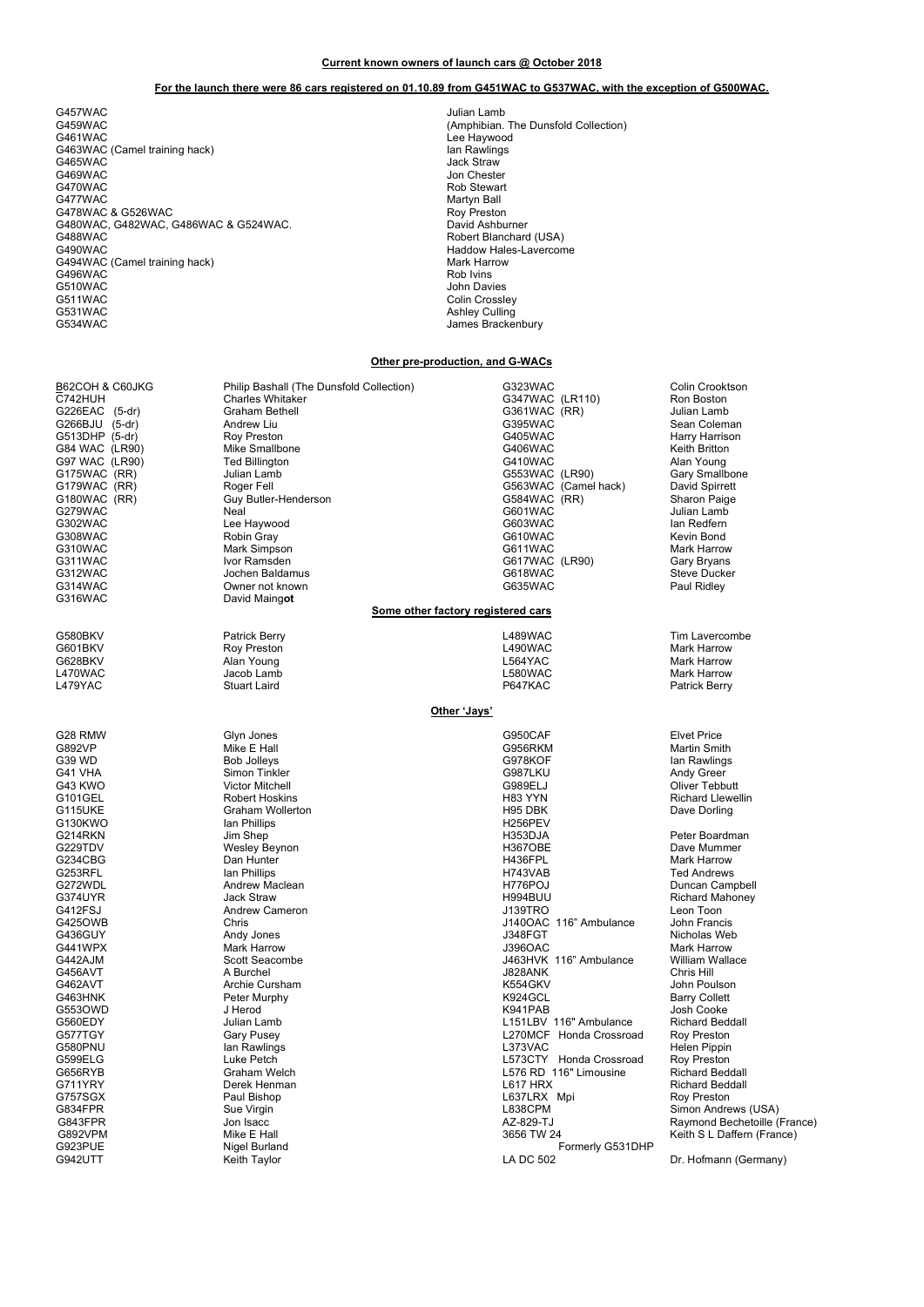**Current known owners of launch cars @ October 2018**

**For the launch there were 86 cars registered on 01.10.89 from G451WAC to G537WAC, with the exception of G500WAC.**

| Registration | Owner |
|---|---|
| G457WAC | Julian Lamb |
| G459WAC | (Amphibian. The Dunsfold Collection) |
| G461WAC | Lee Haywood |
| G463WAC (Camel training hack) | Ian Rawlings |
| G465WAC | Jack Straw |
| G469WAC | Jon Chester |
| G470WAC | Rob Stewart |
| G477WAC | Martyn Ball |
| G478WAC & G526WAC | Roy Preston |
| G480WAC, G482WAC, G486WAC & G524WAC. | David Ashburner |
| G488WAC | Robert Blanchard (USA) |
| G490WAC | Haddow Hales-Lavercome |
| G494WAC (Camel training hack) | Mark Harrow |
| G496WAC | Rob Ivins |
| G510WAC | John Davies |
| G511WAC | Colin Crossley |
| G531WAC | Ashley Culling |
| G534WAC | James Brackenbury |

**Other pre-production, and G-WACs**

| Registration | Owner | Registration | Owner |
|---|---|---|---|
| B62COH & C60JKG | Philip Bashall (The Dunsfold Collection) | G323WAC | Colin Crooktson |
| C742HUH | Charles Whitaker | G347WAC (LR110) | Ron Boston |
| G226EAC (5-dr) | Graham Bethell | G361WAC (RR) | Julian Lamb |
| G266BJU (5-dr) | Andrew Liu | G395WAC | Sean Coleman |
| G513DHP (5-dr) | Roy Preston | G405WAC | Harry Harrison |
| G84 WAC (LR90) | Mike Smallbone | G406WAC | Keith Britton |
| G97 WAC (LR90) | Ted Billington | G410WAC | Alan Young |
| G175WAC (RR) | Julian Lamb | G553WAC (LR90) | Gary Smallbone |
| G179WAC (RR) | Roger Fell | G563WAC (Camel hack) | David Spirrett |
| G180WAC (RR) | Guy Butler-Henderson | G584WAC (RR) | Sharon Paige |
| G279WAC | Neal | G601WAC | Julian Lamb |
| G302WAC | Lee Haywood | G603WAC | Ian Redfern |
| G308WAC | Robin Gray | G610WAC | Kevin Bond |
| G310WAC | Mark Simpson | G611WAC | Mark Harrow |
| G311WAC | Ivor Ramsden | G617WAC (LR90) | Gary Bryans |
| G312WAC | Jochen Baldamus | G618WAC | Steve Ducker |
| G314WAC | Owner not known | G635WAC | Paul Ridley |
| G316WAC | David Maingot | | |

**Some other factory registered cars**

| Registration | Owner | Registration | Owner |
|---|---|---|---|
| G580BKV | Patrick Berry | L489WAC | Tim Lavercombe |
| G601BKV | Roy Preston | L490WAC | Mark Harrow |
| G628BKV | Alan Young | L564YAC | Mark Harrow |
| L470WAC | Jacob Lamb | L580WAC | Mark Harrow |
| L479YAC | Stuart Laird | P647KAC | Patrick Berry |

**Other 'Jays'**

| Registration | Owner | Registration | Owner |
|---|---|---|---|
| G28 RMW | Glyn Jones | G950CAF | Elvet Price |
| G892VP | Mike E Hall | G956RKM | Martin Smith |
| G39 WD | Bob Jolleys | G978KOF | Ian Rawlings |
| G41 VHA | Simon Tinkler | G987LKU | Andy Greer |
| G43 KWO | Victor Mitchell | G989ELJ | Oliver Tebbutt |
| G101GEL | Robert Hoskins | H83 YYN | Richard Llewellin |
| G115UKE | Graham Wollerton | H95 DBK | Dave Dorling |
| G130KWO | Ian Phillips | H256PEV | |
| G214RKN | Jim Shep | H353DJA | Peter Boardman |
| G229TDV | Wesley Beynon | H367OBE | Dave Mummer |
| G234CBG | Dan Hunter | H436FPL | Mark Harrow |
| G253RFL | Ian Phillips | H743VAB | Ted Andrews |
| G272WDL | Andrew Maclean | H776POJ | Duncan Campbell |
| G374UYR | Jack Straw | H994BUU | Richard Mahoney |
| G412FSJ | Andrew Cameron | J139TRO | Leon Toon |
| G425OWB | Chris | J140OAC 116" Ambulance | John Francis |
| G436GUY | Andy Jones | J348FGT | Nicholas Web |
| G441WPX | Mark Harrow | J396OAC | Mark Harrow |
| G442AJM | Scott Seacombe | J463HVK 116" Ambulance | William Wallace |
| G456AVT | A Burchel | J828ANK | Chris Hill |
| G462AVT | Archie Cursham | K554GKV | John Poulson |
| G463HNK | Peter Murphy | K924GCL | Barry Collett |
| G553OWD | J Herod | K941PAB | Josh Cooke |
| G560EDY | Julian Lamb | L151LBV 116" Ambulance | Richard Beddall |
| G577TGY | Gary Pusey | L270MCF Honda Crossroad | Roy Preston |
| G580PNU | Ian Rawlings | L373VAC | Helen Pippin |
| G599ELG | Luke Petch | L573CTY Honda Crossroad | Roy Preston |
| G656RYB | Graham Welch | L576 RD 116" Limousine | Richard Beddall |
| G711YRY | Derek Henman | L617 HRX | Richard Beddall |
| G757SGX | Paul Bishop | L637LRX Mpi | Roy Preston |
| G834FPR | Sue Virgin | L838CPM | Simon Andrews (USA) |
| G843FPR | Jon Isacc | AZ-829-TJ | Raymond Bechetoille (France) |
| G892VPM | Mike E Hall | 3656 TW 24 | Keith S L Daffern (France) |
| G923PUE | Nigel Burland | Formerly G531DHP | |
| G942UTT | Keith Taylor | LA DC 502 | Dr. Hofmann (Germany) |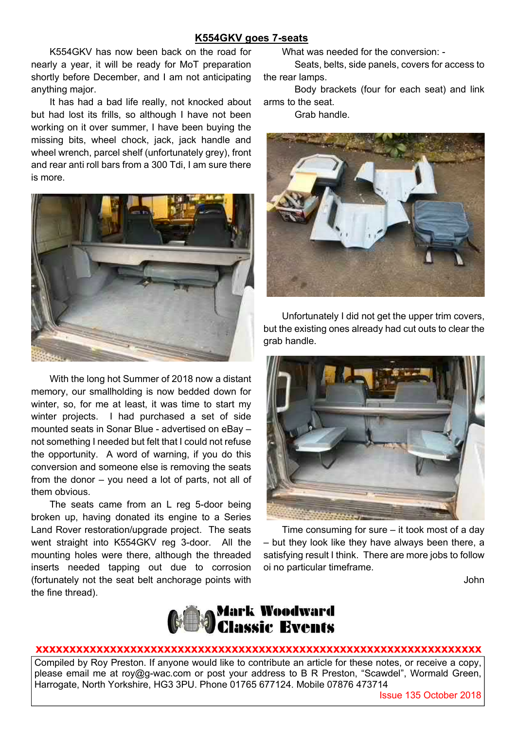## K554GKV goes 7-seats

K554GKV has now been back on the road for nearly a year, it will be ready for MoT preparation shortly before December, and I am not anticipating anything major.

It has had a bad life really, not knocked about but had lost its frills, so although I have not been working on it over summer, I have been buying the missing bits, wheel chock, jack, jack handle and wheel wrench, parcel shelf (unfortunately grey), front and rear anti roll bars from a 300 Tdi, I am sure there is more.

With the long hot Summer of 2018 now a distant memory, our smallholding is now bedded down for winter, so, for me at least, it was time to start my winter projects. I had purchased a set of side mounted seats in Sonar Blue - advertised on eBay – not something I needed but felt that I could not refuse the opportunity. A word of warning, if you do this conversion and someone else is removing the seats from the donor – you need a lot of parts, not all of them obvious.

The seats came from an L reg 5-door being broken up, having donated its engine to a Series Land Rover restoration/upgrade project. The seats went straight into K554GKV reg 3-door. All the mounting holes were there, although the threaded inserts needed tapping out due to corrosion (fortunately not the seat belt anchorage points with the fine thread).

What was needed for the conversion: -

Seats, belts, side panels, covers for access to the rear lamps.

Body brackets (four for each seat) and link arms to the seat.

Grab handle.

Unfortunately I did not get the upper trim covers, but the existing ones already had cut outs to clear the grab handle.

Time consuming for sure – it took most of a day – but they look like they have always been there, a satisfying result I think. There are more jobs to follow oi no particular timeframe.

John

Mark Woodward Classic Events

xxxxxxxxxxxxxxxxxxxxxxxxxxxxxxxxxxxxxxxxxxxxxxxxxxxxxxxxxxxxxxxxxxxxxxx

Compiled by Roy Preston. If anyone would like to contribute an article for these notes, or receive a copy, please email me at roy@g-wac.com or post your address to B R Preston, "Scawdel", Wormald Green, Harrogate, North Yorkshire, HG3 3PU. Phone 01765 677124. Mobile 07876 473714

Issue 135 October 2018